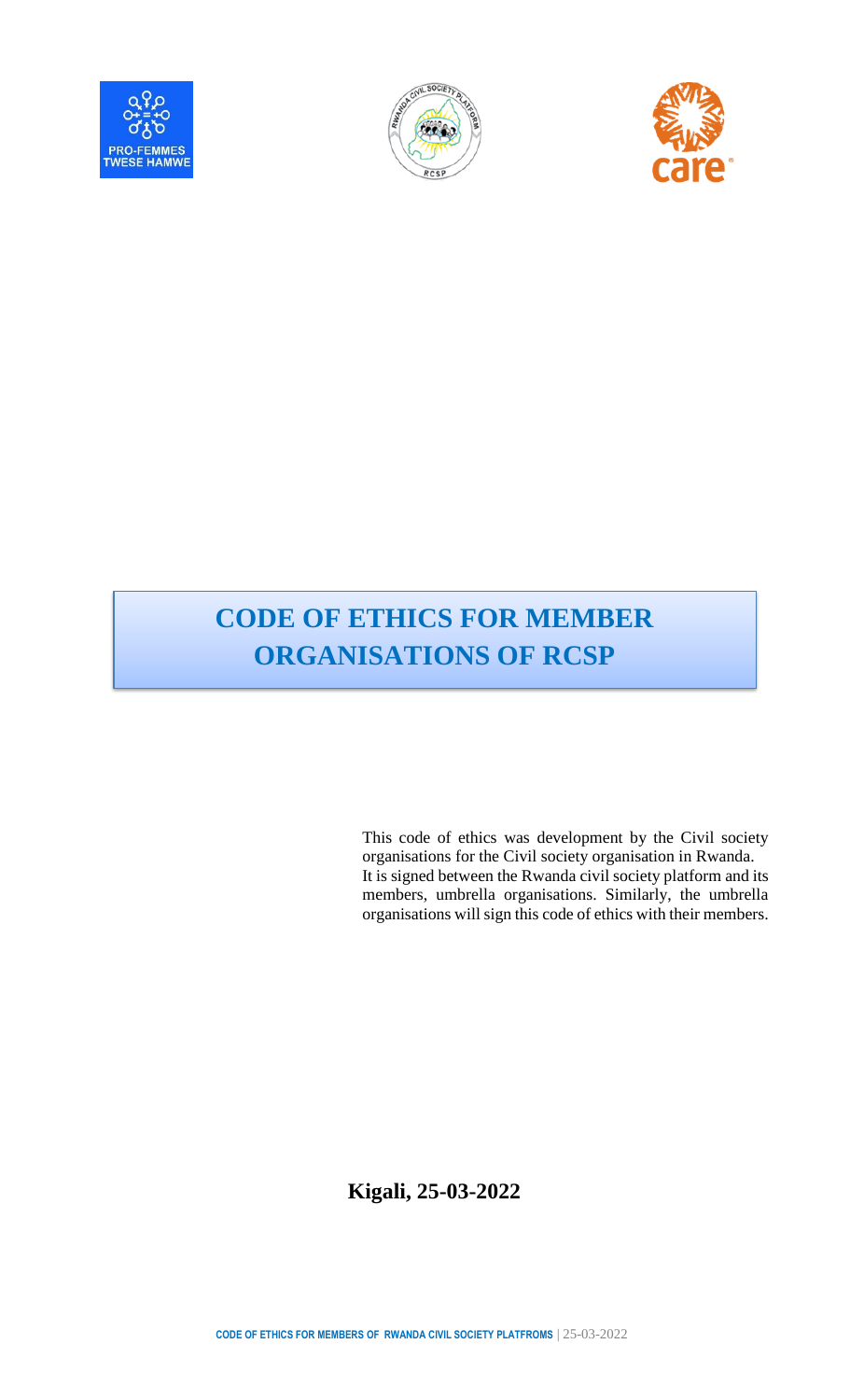# CODE OF ETHICS FOR MEMBER ORGANISATIONS OF RCSP

This code of ethics was development by the Civil society organisations for the Civil society organisation in Rwanda. It is signed between the Rwanda civil society platform and its members, umbrella organisations. Similarly, the umbrella organisations will sign this code of ethics with their members.

**Kigali, 25-03-2022**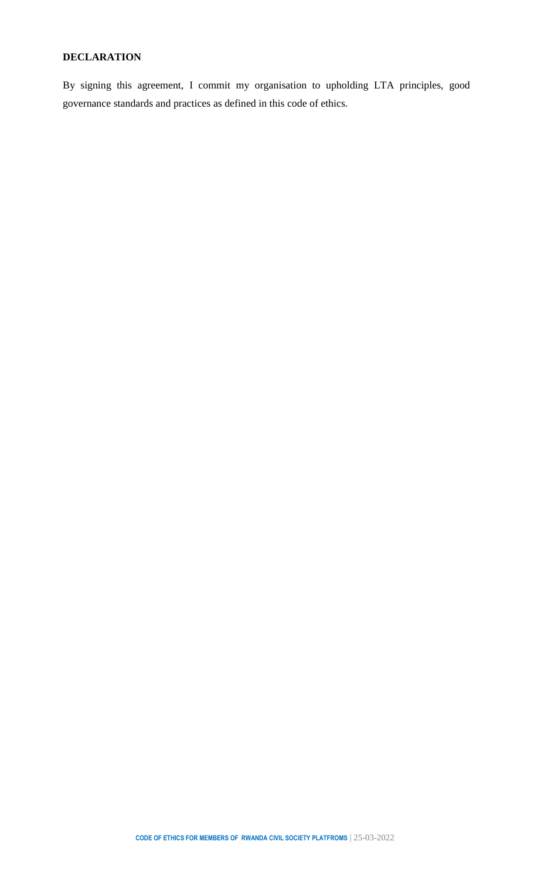## DECLARATION

By signing this agreement, I commit my organisation to upholding LTA principles, good governance standards and practices as defined in this code of ethics.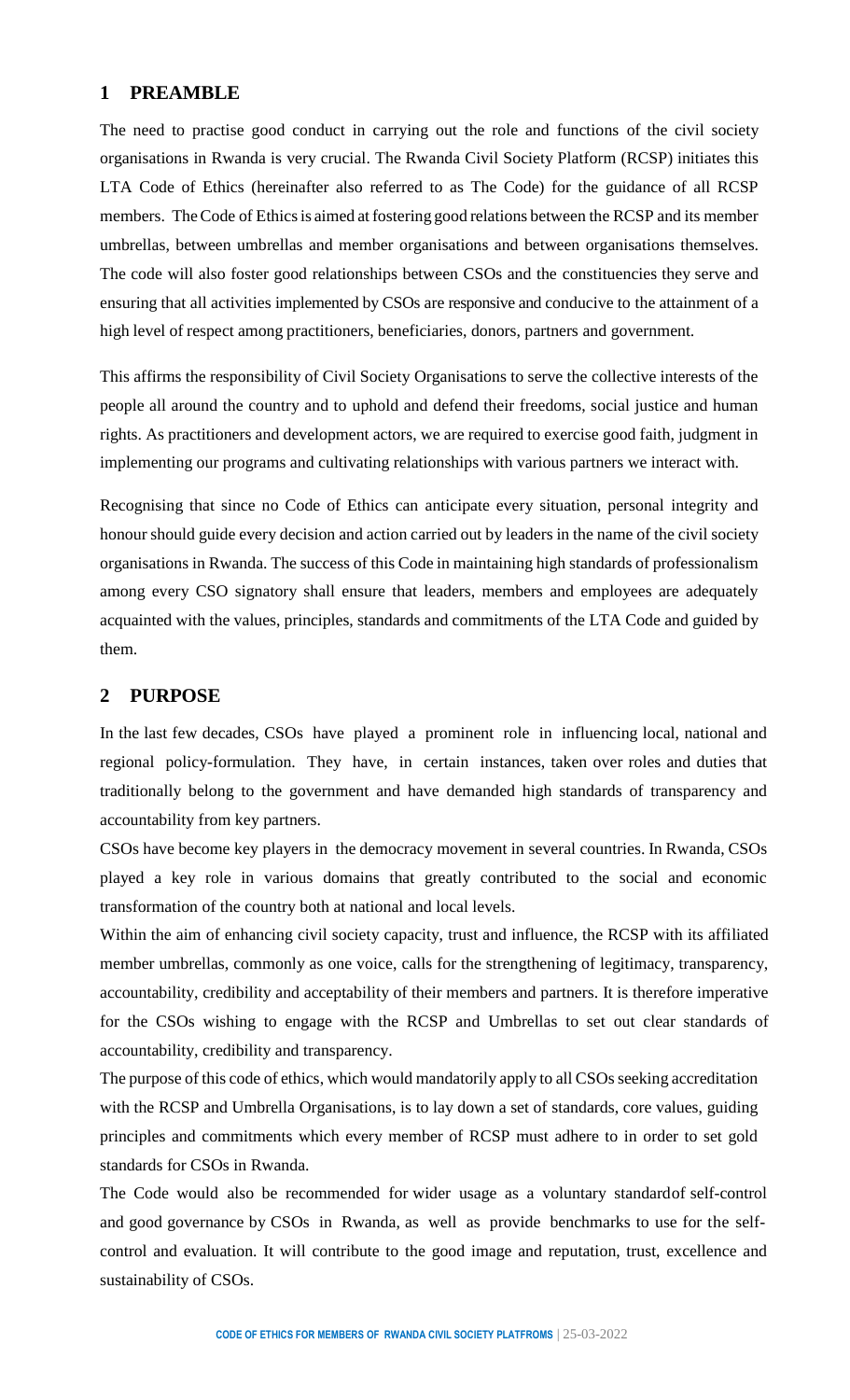## 1 PREAMBLE

The need to practise good conduct in carrying out the role and functions of the civil society organisations in Rwanda is very crucial. The Rwanda Civil Society Platform (RCSP) initiates this LTA Code of Ethics (hereinafter also referred to as The Code) for the guidance of all RCSP members. The Code of Ethics is aimed at fostering good relations between the RCSP and its member umbrellas, between umbrellas and member organisations and between organisations themselves. The code will also foster good relationships between CSOs and the constituencies they serve and ensuring that all activities implemented by CSOs are responsive and conducive to the attainment of a high level of respect among practitioners, beneficiaries, donors, partners and government.

This affirms the responsibility of Civil Society Organisations to serve the collective interests of the people all around the country and to uphold and defend their freedoms, social justice and human rights. As practitioners and development actors, we are required to exercise good faith, judgment in implementing our programs and cultivating relationships with various partners we interact with.

Recognising that since no Code of Ethics can anticipate every situation, personal integrity and honour should guide every decision and action carried out by leaders in the name of the civil society organisations in Rwanda. The success of this Code in maintaining high standards of professionalism among every CSO signatory shall ensure that leaders, members and employees are adequately acquainted with the values, principles, standards and commitments of the LTA Code and guided by them.

## 2 PURPOSE

In the last few decades, CSOs have played a prominent role in influencing local, national and regional policy-formulation. They have, in certain instances, taken over roles and duties that traditionally belong to the government and have demanded high standards of transparency and accountability from key partners.

CSOs have become key players in the democracy movement in several countries. In Rwanda, CSOs played a key role in various domains that greatly contributed to the social and economic transformation of the country both at national and local levels.

Within the aim of enhancing civil society capacity, trust and influence, the RCSP with its affiliated member umbrellas, commonly as one voice, calls for the strengthening of legitimacy, transparency, accountability, credibility and acceptability of their members and partners. It is therefore imperative for the CSOs wishing to engage with the RCSP and Umbrellas to set out clear standards of accountability, credibility and transparency.

The purpose of this code of ethics, which would mandatorily apply to all CSOs seeking accreditation with the RCSP and Umbrella Organisations, is to lay down a set of standards, core values, guiding principles and commitments which every member of RCSP must adhere to in order to set gold standards for CSOs in Rwanda.

The Code would also be recommended for wider usage as a voluntary standardof self-control and good governance by CSOs in Rwanda, as well as provide benchmarks to use for the self-control and evaluation. It will contribute to the good image and reputation, trust, excellence and sustainability of CSOs.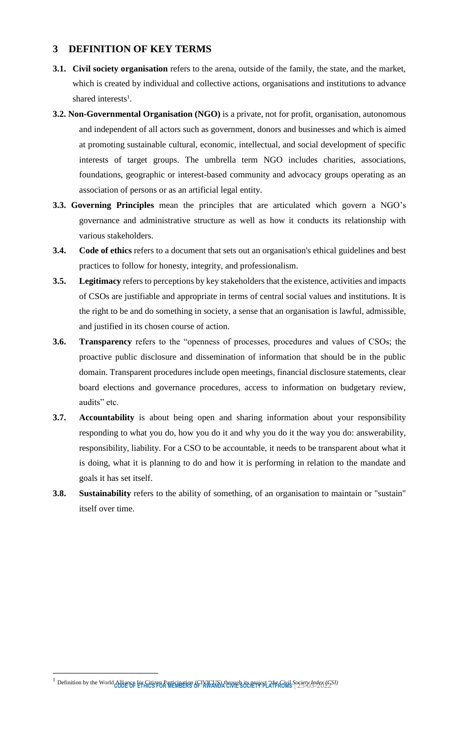## 3 DEFINITION OF KEY TERMS

**3.1. Civil society organisation** refers to the arena, outside of the family, the state, and the market, which is created by individual and collective actions, organisations and institutions to advance shared interests[1].

**3.2. Non-Governmental Organisation (NGO)** is a private, not for profit, organisation, autonomous and independent of all actors such as government, donors and businesses and which is aimed at promoting sustainable cultural, economic, intellectual, and social development of specific interests of target groups. The umbrella term NGO includes charities, associations, foundations, geographic or interest-based community and advocacy groups operating as an association of persons or as an artificial legal entity.

**3.3. Governing Principles** mean the principles that are articulated which govern a NGO's governance and administrative structure as well as how it conducts its relationship with various stakeholders.

**3.4. Code of ethics** refers to a document that sets out an organisation's ethical guidelines and best practices to follow for honesty, integrity, and professionalism.

**3.5. Legitimacy** refers to perceptions by key stakeholders that the existence, activities and impacts of CSOs are justifiable and appropriate in terms of central social values and institutions. It is the right to be and do something in society, a sense that an organisation is lawful, admissible, and justified in its chosen course of action.

**3.6. Transparency** refers to the "openness of processes, procedures and values of CSOs; the proactive public disclosure and dissemination of information that should be in the public domain. Transparent procedures include open meetings, financial disclosure statements, clear board elections and governance procedures, access to information on budgetary review, audits" etc.

**3.7. Accountability** is about being open and sharing information about your responsibility responding to what you do, how you do it and why you do it the way you do: answerability, responsibility, liability. For a CSO to be accountable, it needs to be transparent about what it is doing, what it is planning to do and how it is performing in relation to the mandate and goals it has set itself.

**3.8. Sustainability** refers to the ability of something, of an organisation to maintain or "sustain" itself over time.

[1] Definition by the World Alliance for Citizen Participation (CIVICUS) through its project "*the Civil Society Index (CSI)*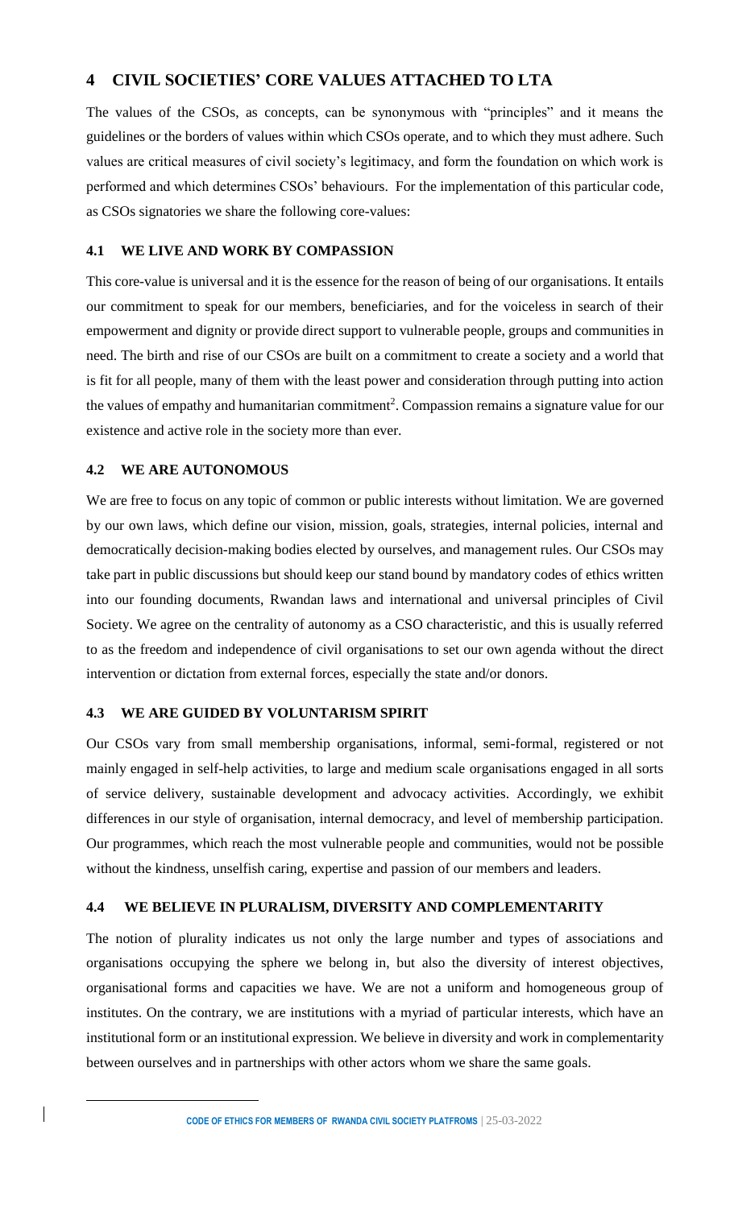# 4 CIVIL SOCIETIES' CORE VALUES ATTACHED TO LTA

The values of the CSOs, as concepts, can be synonymous with "principles" and it means the guidelines or the borders of values within which CSOs operate, and to which they must adhere. Such values are critical measures of civil society's legitimacy, and form the foundation on which work is performed and which determines CSOs' behaviours. For the implementation of this particular code, as CSOs signatories we share the following core-values:

## 4.1 WE LIVE AND WORK BY COMPASSION

This core-value is universal and it is the essence for the reason of being of our organisations. It entails our commitment to speak for our members, beneficiaries, and for the voiceless in search of their empowerment and dignity or provide direct support to vulnerable people, groups and communities in need. The birth and rise of our CSOs are built on a commitment to create a society and a world that is fit for all people, many of them with the least power and consideration through putting into action the values of empathy and humanitarian commitment[2]. Compassion remains a signature value for our existence and active role in the society more than ever.

## 4.2 WE ARE AUTONOMOUS

We are free to focus on any topic of common or public interests without limitation. We are governed by our own laws, which define our vision, mission, goals, strategies, internal policies, internal and democratically decision-making bodies elected by ourselves, and management rules. Our CSOs may take part in public discussions but should keep our stand bound by mandatory codes of ethics written into our founding documents, Rwandan laws and international and universal principles of Civil Society. We agree on the centrality of autonomy as a CSO characteristic, and this is usually referred to as the freedom and independence of civil organisations to set our own agenda without the direct intervention or dictation from external forces, especially the state and/or donors.

## 4.3 WE ARE GUIDED BY VOLUNTARISM SPIRIT

Our CSOs vary from small membership organisations, informal, semi-formal, registered or not mainly engaged in self-help activities, to large and medium scale organisations engaged in all sorts of service delivery, sustainable development and advocacy activities. Accordingly, we exhibit differences in our style of organisation, internal democracy, and level of membership participation. Our programmes, which reach the most vulnerable people and communities, would not be possible without the kindness, unselfish caring, expertise and passion of our members and leaders.

## 4.4 WE BELIEVE IN PLURALISM, DIVERSITY AND COMPLEMENTARITY

The notion of plurality indicates us not only the large number and types of associations and organisations occupying the sphere we belong in, but also the diversity of interest objectives, organisational forms and capacities we have. We are not a uniform and homogeneous group of institutes. On the contrary, we are institutions with a myriad of particular interests, which have an institutional form or an institutional expression. We believe in diversity and work in complementarity between ourselves and in partnerships with other actors whom we share the same goals.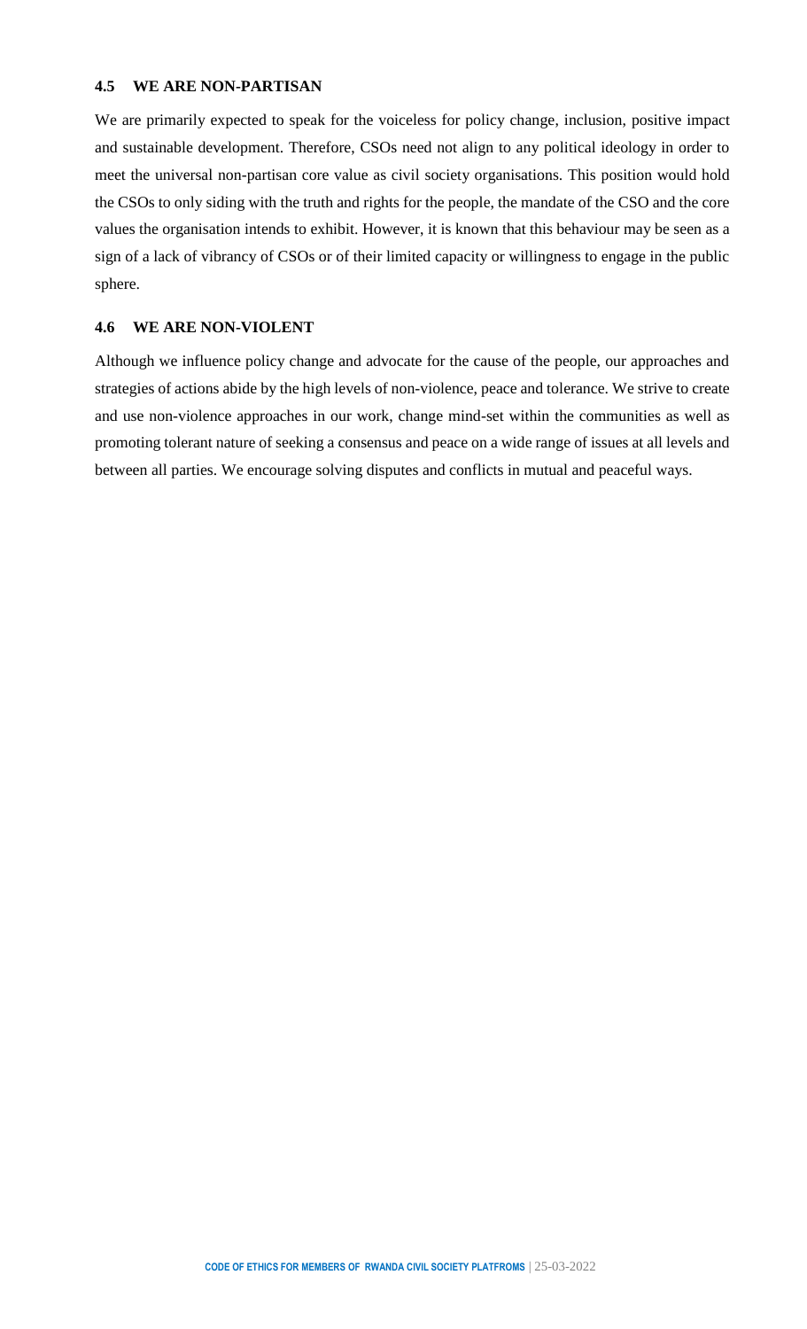### 4.5 WE ARE NON-PARTISAN

We are primarily expected to speak for the voiceless for policy change, inclusion, positive impact and sustainable development. Therefore, CSOs need not align to any political ideology in order to meet the universal non-partisan core value as civil society organisations. This position would hold the CSOs to only siding with the truth and rights for the people, the mandate of the CSO and the core values the organisation intends to exhibit. However, it is known that this behaviour may be seen as a sign of a lack of vibrancy of CSOs or of their limited capacity or willingness to engage in the public sphere.

### 4.6 WE ARE NON-VIOLENT

Although we influence policy change and advocate for the cause of the people, our approaches and strategies of actions abide by the high levels of non-violence, peace and tolerance. We strive to create and use non-violence approaches in our work, change mind-set within the communities as well as promoting tolerant nature of seeking a consensus and peace on a wide range of issues at all levels and between all parties. We encourage solving disputes and conflicts in mutual and peaceful ways.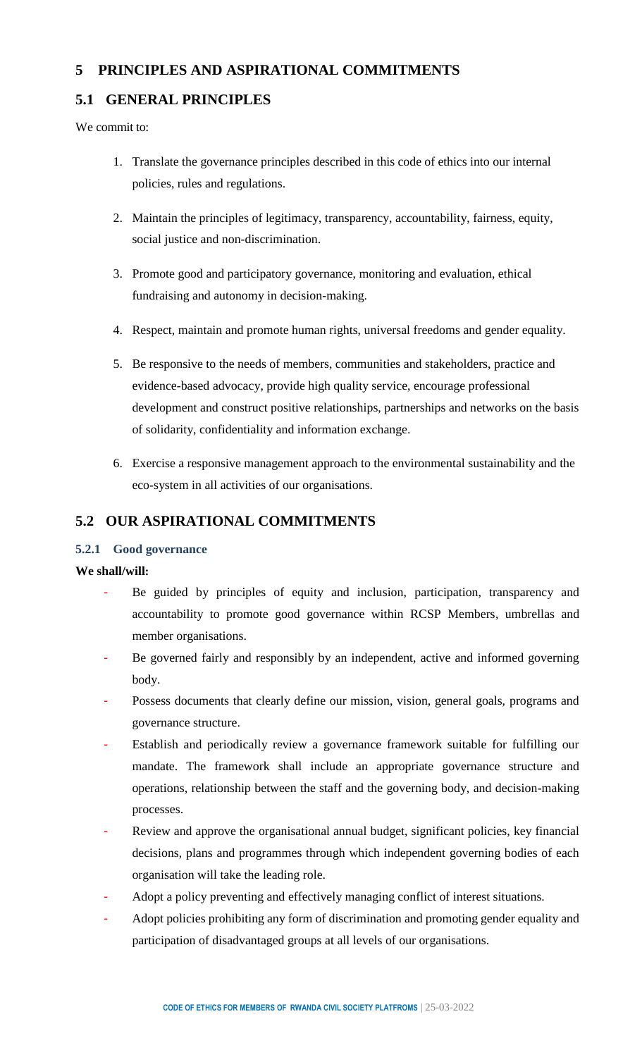# 5 PRINCIPLES AND ASPIRATIONAL COMMITMENTS

## 5.1 GENERAL PRINCIPLES

We commit to:

1. Translate the governance principles described in this code of ethics into our internal policies, rules and regulations.
2. Maintain the principles of legitimacy, transparency, accountability, fairness, equity, social justice and non-discrimination.
3. Promote good and participatory governance, monitoring and evaluation, ethical fundraising and autonomy in decision-making.
4. Respect, maintain and promote human rights, universal freedoms and gender equality.
5. Be responsive to the needs of members, communities and stakeholders, practice and evidence-based advocacy, provide high quality service, encourage professional development and construct positive relationships, partnerships and networks on the basis of solidarity, confidentiality and information exchange.
6. Exercise a responsive management approach to the environmental sustainability and the eco-system in all activities of our organisations.

## 5.2 OUR ASPIRATIONAL COMMITMENTS

### 5.2.1 Good governance

**We shall/will:**

- Be guided by principles of equity and inclusion, participation, transparency and accountability to promote good governance within RCSP Members, umbrellas and member organisations.
- Be governed fairly and responsibly by an independent, active and informed governing body.
- Possess documents that clearly define our mission, vision, general goals, programs and governance structure.
- Establish and periodically review a governance framework suitable for fulfilling our mandate. The framework shall include an appropriate governance structure and operations, relationship between the staff and the governing body, and decision-making processes.
- Review and approve the organisational annual budget, significant policies, key financial decisions, plans and programmes through which independent governing bodies of each organisation will take the leading role.
- Adopt a policy preventing and effectively managing conflict of interest situations.
- Adopt policies prohibiting any form of discrimination and promoting gender equality and participation of disadvantaged groups at all levels of our organisations.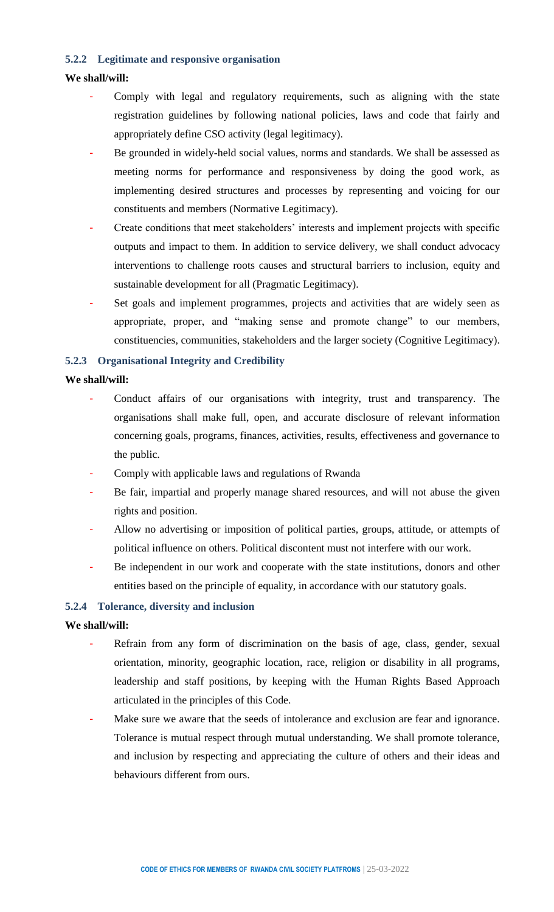### 5.2.2 Legitimate and responsive organisation

**We shall/will:**

- Comply with legal and regulatory requirements, such as aligning with the state registration guidelines by following national policies, laws and code that fairly and appropriately define CSO activity (legal legitimacy).
- Be grounded in widely-held social values, norms and standards. We shall be assessed as meeting norms for performance and responsiveness by doing the good work, as implementing desired structures and processes by representing and voicing for our constituents and members (Normative Legitimacy).
- Create conditions that meet stakeholders' interests and implement projects with specific outputs and impact to them. In addition to service delivery, we shall conduct advocacy interventions to challenge roots causes and structural barriers to inclusion, equity and sustainable development for all (Pragmatic Legitimacy).
- Set goals and implement programmes, projects and activities that are widely seen as appropriate, proper, and "making sense and promote change" to our members, constituencies, communities, stakeholders and the larger society (Cognitive Legitimacy).

### 5.2.3 Organisational Integrity and Credibility

**We shall/will:**

- Conduct affairs of our organisations with integrity, trust and transparency. The organisations shall make full, open, and accurate disclosure of relevant information concerning goals, programs, finances, activities, results, effectiveness and governance to the public.
- Comply with applicable laws and regulations of Rwanda
- Be fair, impartial and properly manage shared resources, and will not abuse the given rights and position.
- Allow no advertising or imposition of political parties, groups, attitude, or attempts of political influence on others. Political discontent must not interfere with our work.
- Be independent in our work and cooperate with the state institutions, donors and other entities based on the principle of equality, in accordance with our statutory goals.

### 5.2.4 Tolerance, diversity and inclusion

**We shall/will:**

- Refrain from any form of discrimination on the basis of age, class, gender, sexual orientation, minority, geographic location, race, religion or disability in all programs, leadership and staff positions, by keeping with the Human Rights Based Approach articulated in the principles of this Code.
- Make sure we aware that the seeds of intolerance and exclusion are fear and ignorance. Tolerance is mutual respect through mutual understanding. We shall promote tolerance, and inclusion by respecting and appreciating the culture of others and their ideas and behaviours different from ours.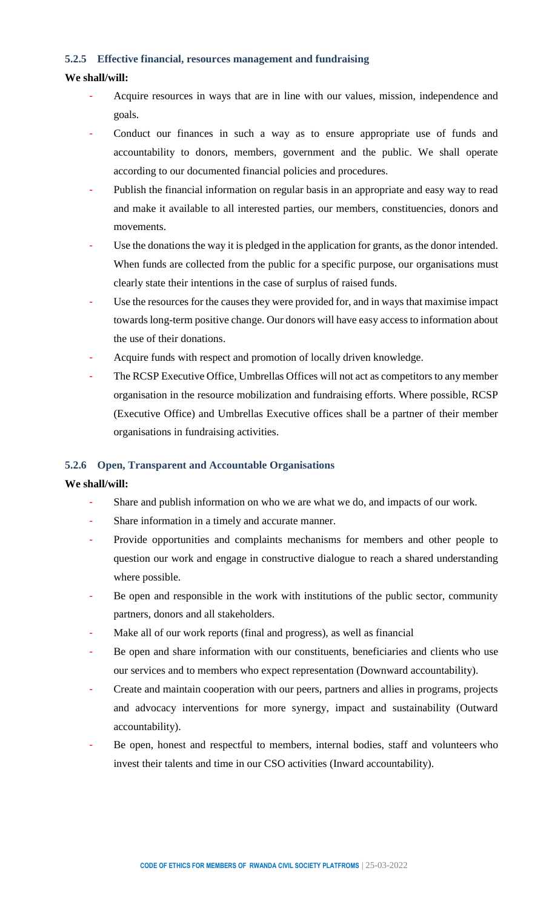### 5.2.5 Effective financial, resources management and fundraising

**We shall/will:**

- Acquire resources in ways that are in line with our values, mission, independence and goals.
- Conduct our finances in such a way as to ensure appropriate use of funds and accountability to donors, members, government and the public. We shall operate according to our documented financial policies and procedures.
- Publish the financial information on regular basis in an appropriate and easy way to read and make it available to all interested parties, our members, constituencies, donors and movements.
- Use the donations the way it is pledged in the application for grants, as the donor intended. When funds are collected from the public for a specific purpose, our organisations must clearly state their intentions in the case of surplus of raised funds.
- Use the resources for the causes they were provided for, and in ways that maximise impact towards long-term positive change. Our donors will have easy access to information about the use of their donations.
- Acquire funds with respect and promotion of locally driven knowledge.
- The RCSP Executive Office, Umbrellas Offices will not act as competitors to any member organisation in the resource mobilization and fundraising efforts. Where possible, RCSP (Executive Office) and Umbrellas Executive offices shall be a partner of their member organisations in fundraising activities.

### 5.2.6 Open, Transparent and Accountable Organisations

**We shall/will:**

- Share and publish information on who we are what we do, and impacts of our work.
- Share information in a timely and accurate manner.
- Provide opportunities and complaints mechanisms for members and other people to question our work and engage in constructive dialogue to reach a shared understanding where possible.
- Be open and responsible in the work with institutions of the public sector, community partners, donors and all stakeholders.
- Make all of our work reports (final and progress), as well as financial
- Be open and share information with our constituents, beneficiaries and clients who use our services and to members who expect representation (Downward accountability).
- Create and maintain cooperation with our peers, partners and allies in programs, projects and advocacy interventions for more synergy, impact and sustainability (Outward accountability).
- Be open, honest and respectful to members, internal bodies, staff and volunteers who invest their talents and time in our CSO activities (Inward accountability).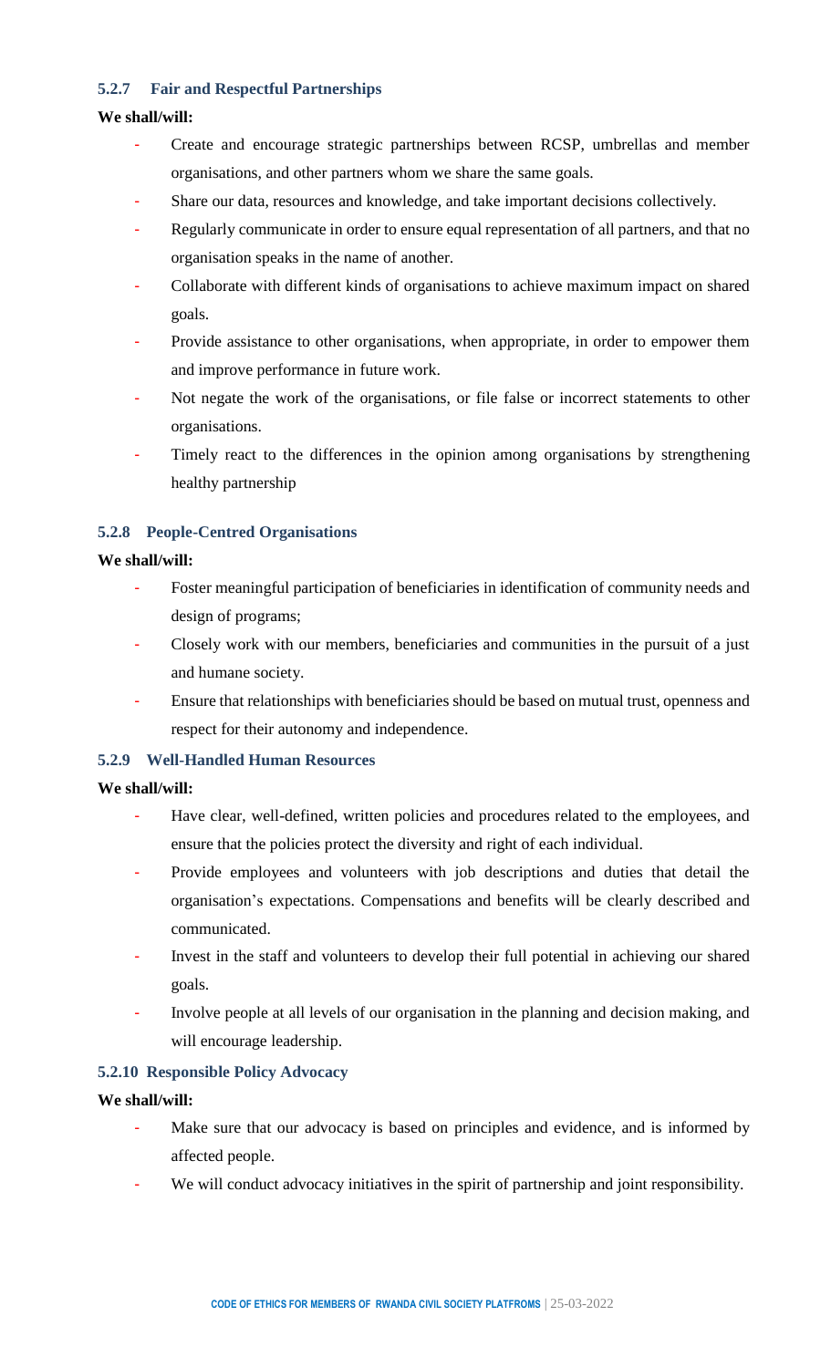#### 5.2.7 Fair and Respectful Partnerships

**We shall/will:**

- Create and encourage strategic partnerships between RCSP, umbrellas and member organisations, and other partners whom we share the same goals.
- Share our data, resources and knowledge, and take important decisions collectively.
- Regularly communicate in order to ensure equal representation of all partners, and that no organisation speaks in the name of another.
- Collaborate with different kinds of organisations to achieve maximum impact on shared goals.
- Provide assistance to other organisations, when appropriate, in order to empower them and improve performance in future work.
- Not negate the work of the organisations, or file false or incorrect statements to other organisations.
- Timely react to the differences in the opinion among organisations by strengthening healthy partnership

#### 5.2.8 People-Centred Organisations

**We shall/will:**

- Foster meaningful participation of beneficiaries in identification of community needs and design of programs;
- Closely work with our members, beneficiaries and communities in the pursuit of a just and humane society.
- Ensure that relationships with beneficiaries should be based on mutual trust, openness and respect for their autonomy and independence.

#### 5.2.9 Well-Handled Human Resources

**We shall/will:**

- Have clear, well-defined, written policies and procedures related to the employees, and ensure that the policies protect the diversity and right of each individual.
- Provide employees and volunteers with job descriptions and duties that detail the organisation's expectations. Compensations and benefits will be clearly described and communicated.
- Invest in the staff and volunteers to develop their full potential in achieving our shared goals.
- Involve people at all levels of our organisation in the planning and decision making, and will encourage leadership.

#### 5.2.10 Responsible Policy Advocacy

**We shall/will:**

- Make sure that our advocacy is based on principles and evidence, and is informed by affected people.
- We will conduct advocacy initiatives in the spirit of partnership and joint responsibility.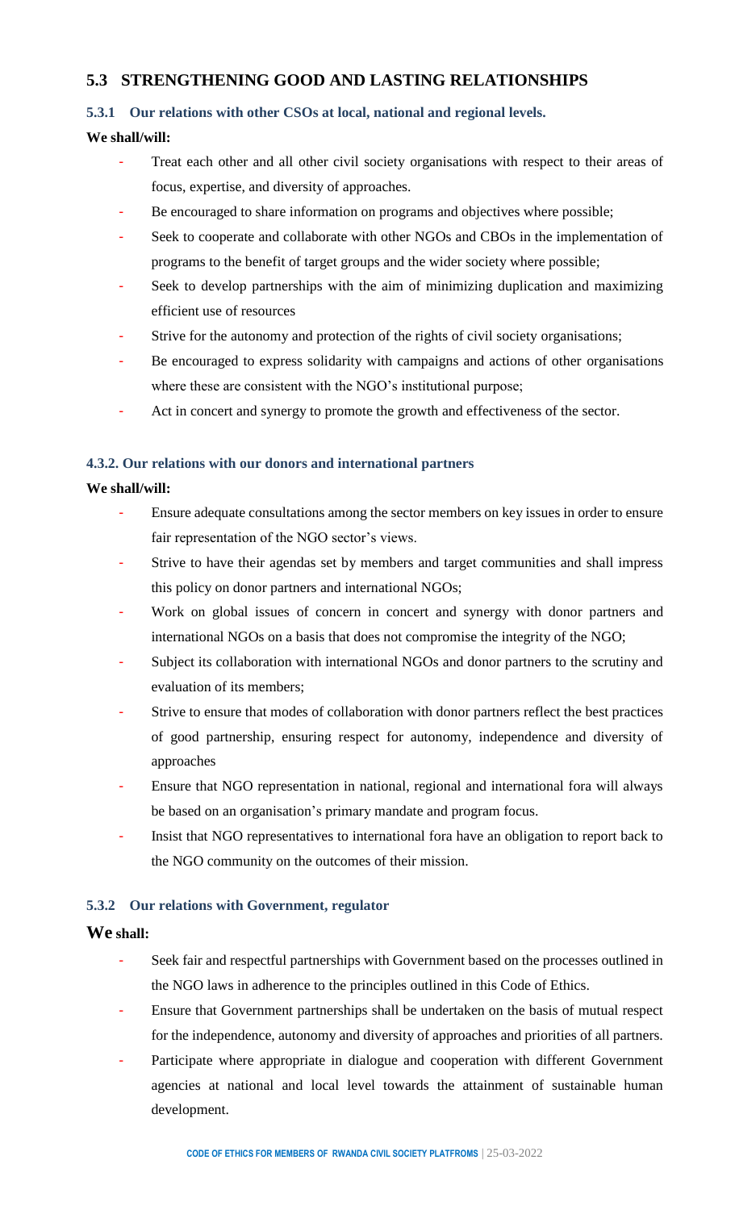## 5.3 STRENGTHENING GOOD AND LASTING RELATIONSHIPS

### 5.3.1 Our relations with other CSOs at local, national and regional levels.

**We shall/will:**

- Treat each other and all other civil society organisations with respect to their areas of focus, expertise, and diversity of approaches.
- Be encouraged to share information on programs and objectives where possible;
- Seek to cooperate and collaborate with other NGOs and CBOs in the implementation of programs to the benefit of target groups and the wider society where possible;
- Seek to develop partnerships with the aim of minimizing duplication and maximizing efficient use of resources
- Strive for the autonomy and protection of the rights of civil society organisations;
- Be encouraged to express solidarity with campaigns and actions of other organisations where these are consistent with the NGO's institutional purpose;
- Act in concert and synergy to promote the growth and effectiveness of the sector.

### 4.3.2. Our relations with our donors and international partners

**We shall/will:**

- Ensure adequate consultations among the sector members on key issues in order to ensure fair representation of the NGO sector's views.
- Strive to have their agendas set by members and target communities and shall impress this policy on donor partners and international NGOs;
- Work on global issues of concern in concert and synergy with donor partners and international NGOs on a basis that does not compromise the integrity of the NGO;
- Subject its collaboration with international NGOs and donor partners to the scrutiny and evaluation of its members;
- Strive to ensure that modes of collaboration with donor partners reflect the best practices of good partnership, ensuring respect for autonomy, independence and diversity of approaches
- Ensure that NGO representation in national, regional and international fora will always be based on an organisation's primary mandate and program focus.
- Insist that NGO representatives to international fora have an obligation to report back to the NGO community on the outcomes of their mission.

### 5.3.2 Our relations with Government, regulator

**We shall:**

- Seek fair and respectful partnerships with Government based on the processes outlined in the NGO laws in adherence to the principles outlined in this Code of Ethics.
- Ensure that Government partnerships shall be undertaken on the basis of mutual respect for the independence, autonomy and diversity of approaches and priorities of all partners.
- Participate where appropriate in dialogue and cooperation with different Government agencies at national and local level towards the attainment of sustainable human development.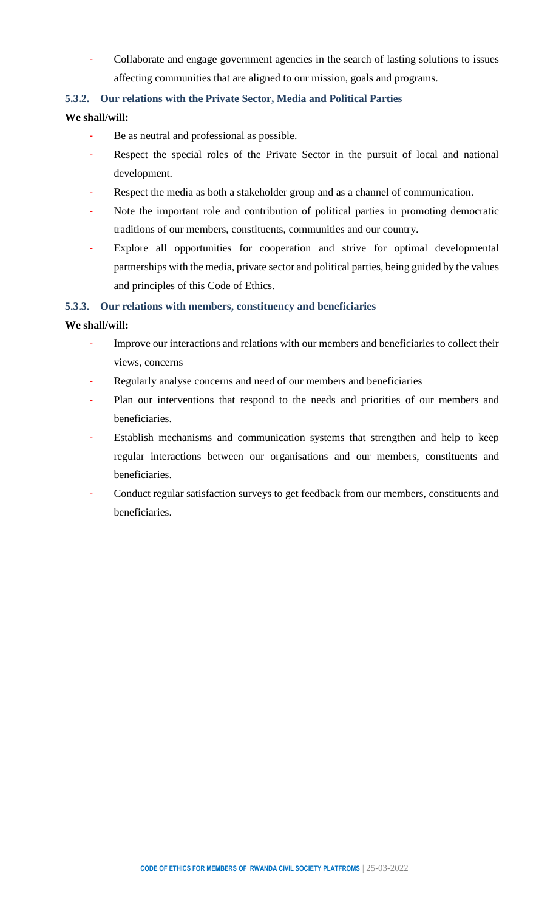- Collaborate and engage government agencies in the search of lasting solutions to issues affecting communities that are aligned to our mission, goals and programs.

#### 5.3.2. Our relations with the Private Sector, Media and Political Parties

**We shall/will:**

- Be as neutral and professional as possible.
- Respect the special roles of the Private Sector in the pursuit of local and national development.
- Respect the media as both a stakeholder group and as a channel of communication.
- Note the important role and contribution of political parties in promoting democratic traditions of our members, constituents, communities and our country.
- Explore all opportunities for cooperation and strive for optimal developmental partnerships with the media, private sector and political parties, being guided by the values and principles of this Code of Ethics.

#### 5.3.3. Our relations with members, constituency and beneficiaries

**We shall/will:**

- Improve our interactions and relations with our members and beneficiaries to collect their views, concerns
- Regularly analyse concerns and need of our members and beneficiaries
- Plan our interventions that respond to the needs and priorities of our members and beneficiaries.
- Establish mechanisms and communication systems that strengthen and help to keep regular interactions between our organisations and our members, constituents and beneficiaries.
- Conduct regular satisfaction surveys to get feedback from our members, constituents and beneficiaries.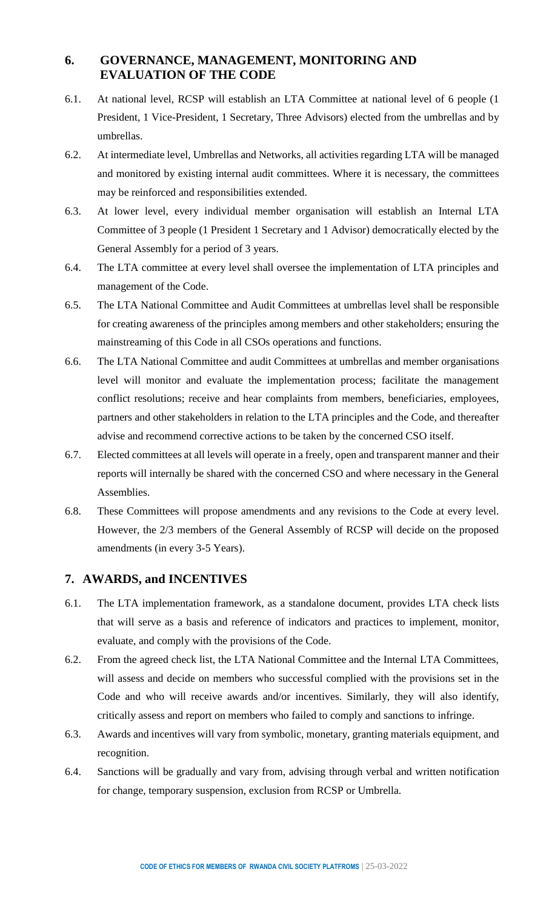## 6. GOVERNANCE, MANAGEMENT, MONITORING AND EVALUATION OF THE CODE

6.1. At national level, RCSP will establish an LTA Committee at national level of 6 people (1 President, 1 Vice-President, 1 Secretary, Three Advisors) elected from the umbrellas and by umbrellas.

6.2. At intermediate level, Umbrellas and Networks, all activities regarding LTA will be managed and monitored by existing internal audit committees. Where it is necessary, the committees may be reinforced and responsibilities extended.

6.3. At lower level, every individual member organisation will establish an Internal LTA Committee of 3 people (1 President 1 Secretary and 1 Advisor) democratically elected by the General Assembly for a period of 3 years.

6.4. The LTA committee at every level shall oversee the implementation of LTA principles and management of the Code.

6.5. The LTA National Committee and Audit Committees at umbrellas level shall be responsible for creating awareness of the principles among members and other stakeholders; ensuring the mainstreaming of this Code in all CSOs operations and functions.

6.6. The LTA National Committee and audit Committees at umbrellas and member organisations level will monitor and evaluate the implementation process; facilitate the management conflict resolutions; receive and hear complaints from members, beneficiaries, employees, partners and other stakeholders in relation to the LTA principles and the Code, and thereafter advise and recommend corrective actions to be taken by the concerned CSO itself.

6.7. Elected committees at all levels will operate in a freely, open and transparent manner and their reports will internally be shared with the concerned CSO and where necessary in the General Assemblies.

6.8. These Committees will propose amendments and any revisions to the Code at every level. However, the 2/3 members of the General Assembly of RCSP will decide on the proposed amendments (in every 3-5 Years).

## 7. AWARDS, and INCENTIVES

6.1. The LTA implementation framework, as a standalone document, provides LTA check lists that will serve as a basis and reference of indicators and practices to implement, monitor, evaluate, and comply with the provisions of the Code.

6.2. From the agreed check list, the LTA National Committee and the Internal LTA Committees, will assess and decide on members who successful complied with the provisions set in the Code and who will receive awards and/or incentives. Similarly, they will also identify, critically assess and report on members who failed to comply and sanctions to infringe.

6.3. Awards and incentives will vary from symbolic, monetary, granting materials equipment, and recognition.

6.4. Sanctions will be gradually and vary from, advising through verbal and written notification for change, temporary suspension, exclusion from RCSP or Umbrella.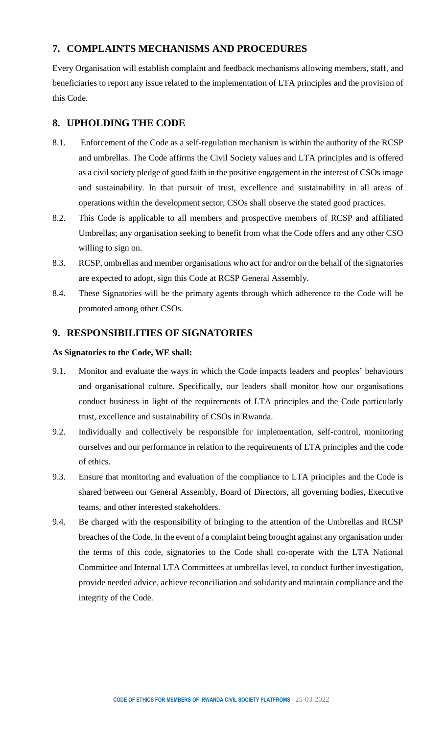## 7. COMPLAINTS MECHANISMS AND PROCEDURES

Every Organisation will establish complaint and feedback mechanisms allowing members, staff, and beneficiaries to report any issue related to the implementation of LTA principles and the provision of this Code.

## 8. UPHOLDING THE CODE

8.1. Enforcement of the Code as a self-regulation mechanism is within the authority of the RCSP and umbrellas. The Code affirms the Civil Society values and LTA principles and is offered as a civil society pledge of good faith in the positive engagement in the interest of CSOs image and sustainability. In that pursuit of trust, excellence and sustainability in all areas of operations within the development sector, CSOs shall observe the stated good practices.

8.2. This Code is applicable to all members and prospective members of RCSP and affiliated Umbrellas; any organisation seeking to benefit from what the Code offers and any other CSO willing to sign on.

8.3. RCSP, umbrellas and member organisations who act for and/or on the behalf of the signatories are expected to adopt, sign this Code at RCSP General Assembly.

8.4. These Signatories will be the primary agents through which adherence to the Code will be promoted among other CSOs.

## 9. RESPONSIBILITIES OF SIGNATORIES

**As Signatories to the Code, WE shall:**

9.1. Monitor and evaluate the ways in which the Code impacts leaders and peoples' behaviours and organisational culture. Specifically, our leaders shall monitor how our organisations conduct business in light of the requirements of LTA principles and the Code particularly trust, excellence and sustainability of CSOs in Rwanda.

9.2. Individually and collectively be responsible for implementation, self-control, monitoring ourselves and our performance in relation to the requirements of LTA principles and the code of ethics.

9.3. Ensure that monitoring and evaluation of the compliance to LTA principles and the Code is shared between our General Assembly, Board of Directors, all governing bodies, Executive teams, and other interested stakeholders.

9.4. Be charged with the responsibility of bringing to the attention of the Umbrellas and RCSP breaches of the Code. In the event of a complaint being brought against any organisation under the terms of this code, signatories to the Code shall co-operate with the LTA National Committee and Internal LTA Committees at umbrellas level, to conduct further investigation, provide needed advice, achieve reconciliation and solidarity and maintain compliance and the integrity of the Code.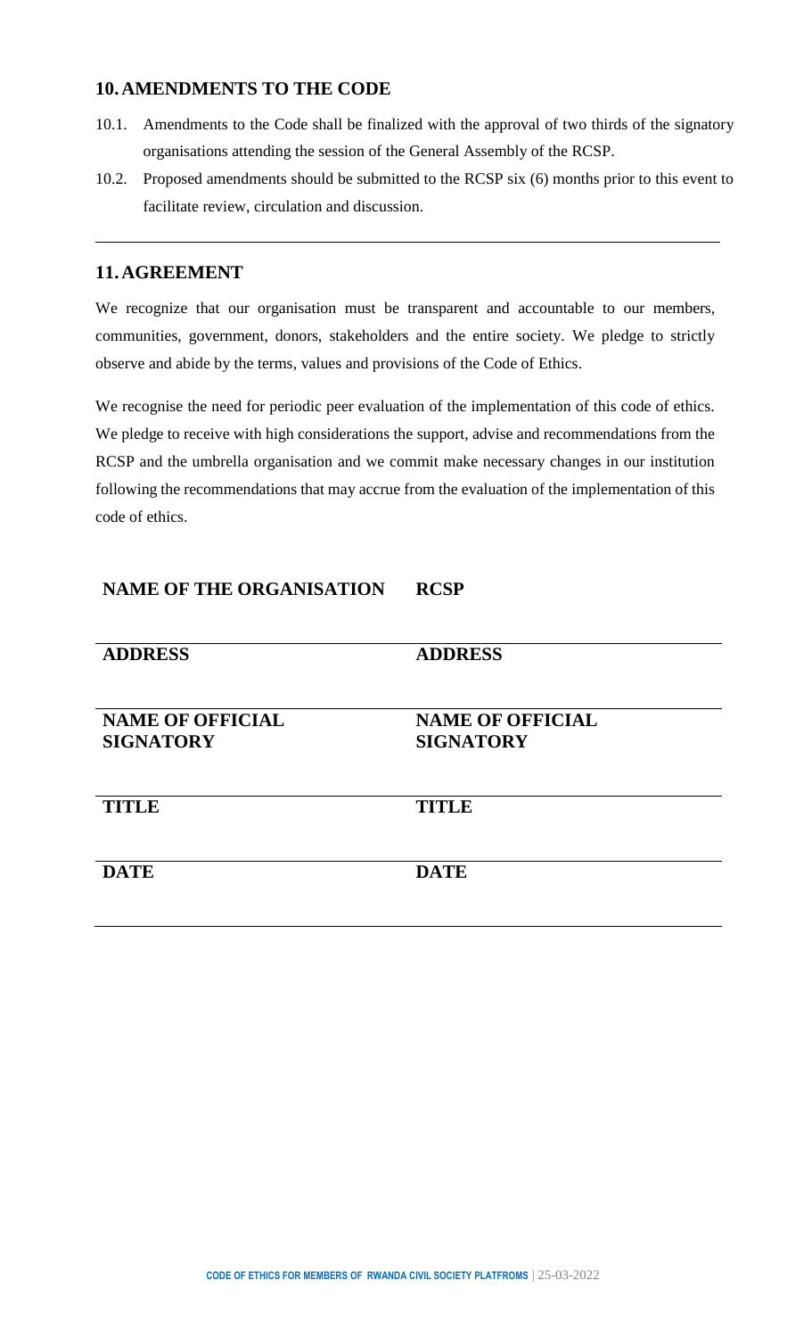## 10. AMENDMENTS TO THE CODE

10.1. Amendments to the Code shall be finalized with the approval of two thirds of the signatory organisations attending the session of the General Assembly of the RCSP.

10.2. Proposed amendments should be submitted to the RCSP six (6) months prior to this event to facilitate review, circulation and discussion.

---

## 11. AGREEMENT

We recognize that our organisation must be transparent and accountable to our members, communities, government, donors, stakeholders and the entire society. We pledge to strictly observe and abide by the terms, values and provisions of the Code of Ethics.

We recognise the need for periodic peer evaluation of the implementation of this code of ethics. We pledge to receive with high considerations the support, advise and recommendations from the RCSP and the umbrella organisation and we commit make necessary changes in our institution following the recommendations that may accrue from the evaluation of the implementation of this code of ethics.

| **NAME OF THE ORGANISATION** | **RCSP** |
|---|---|
| **ADDRESS** | **ADDRESS** |
| **NAME OF OFFICIAL SIGNATORY** | **NAME OF OFFICIAL SIGNATORY** |
| **TITLE** | **TITLE** |
| **DATE** | **DATE** |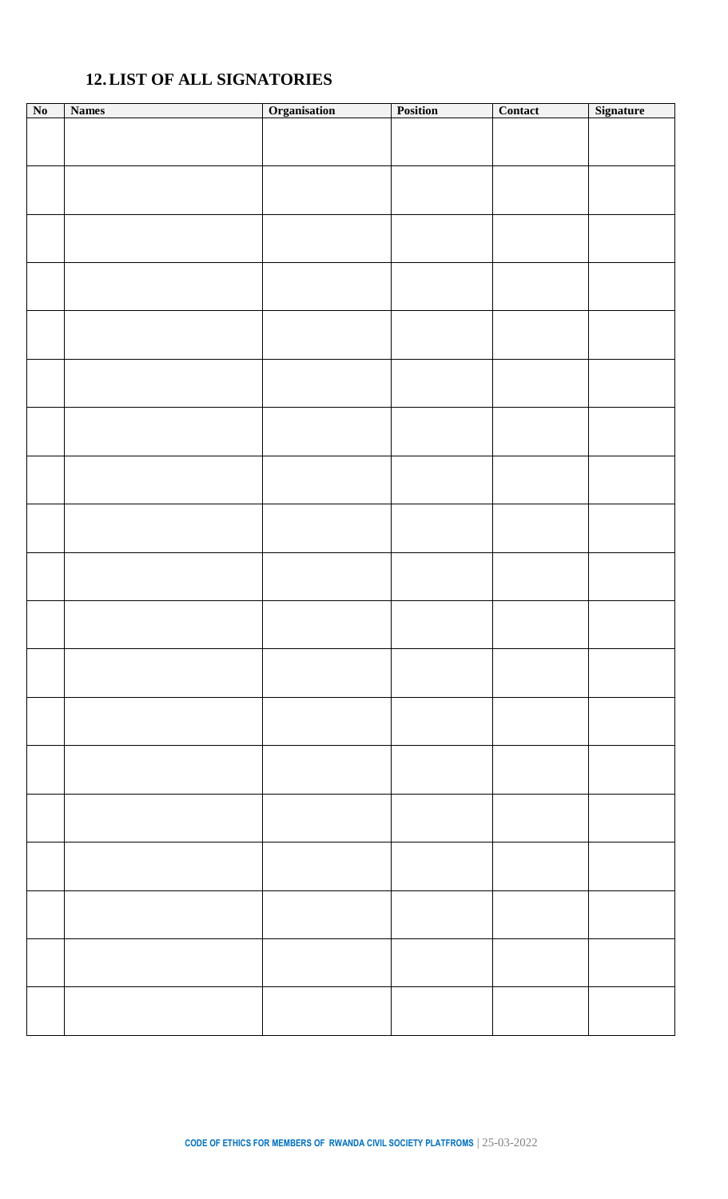## 12. LIST OF ALL SIGNATORIES

| No | Names | Organisation | Position | Contact | Signature |
|---|---|---|---|---|---|
| | | | | | |
| | | | | | |
| | | | | | |
| | | | | | |
| | | | | | |
| | | | | | |
| | | | | | |
| | | | | | |
| | | | | | |
| | | | | | |
| | | | | | |
| | | | | | |
| | | | | | |
| | | | | | |
| | | | | | |
| | | | | | |
| | | | | | |
| | | | | | |
| | | | | | |